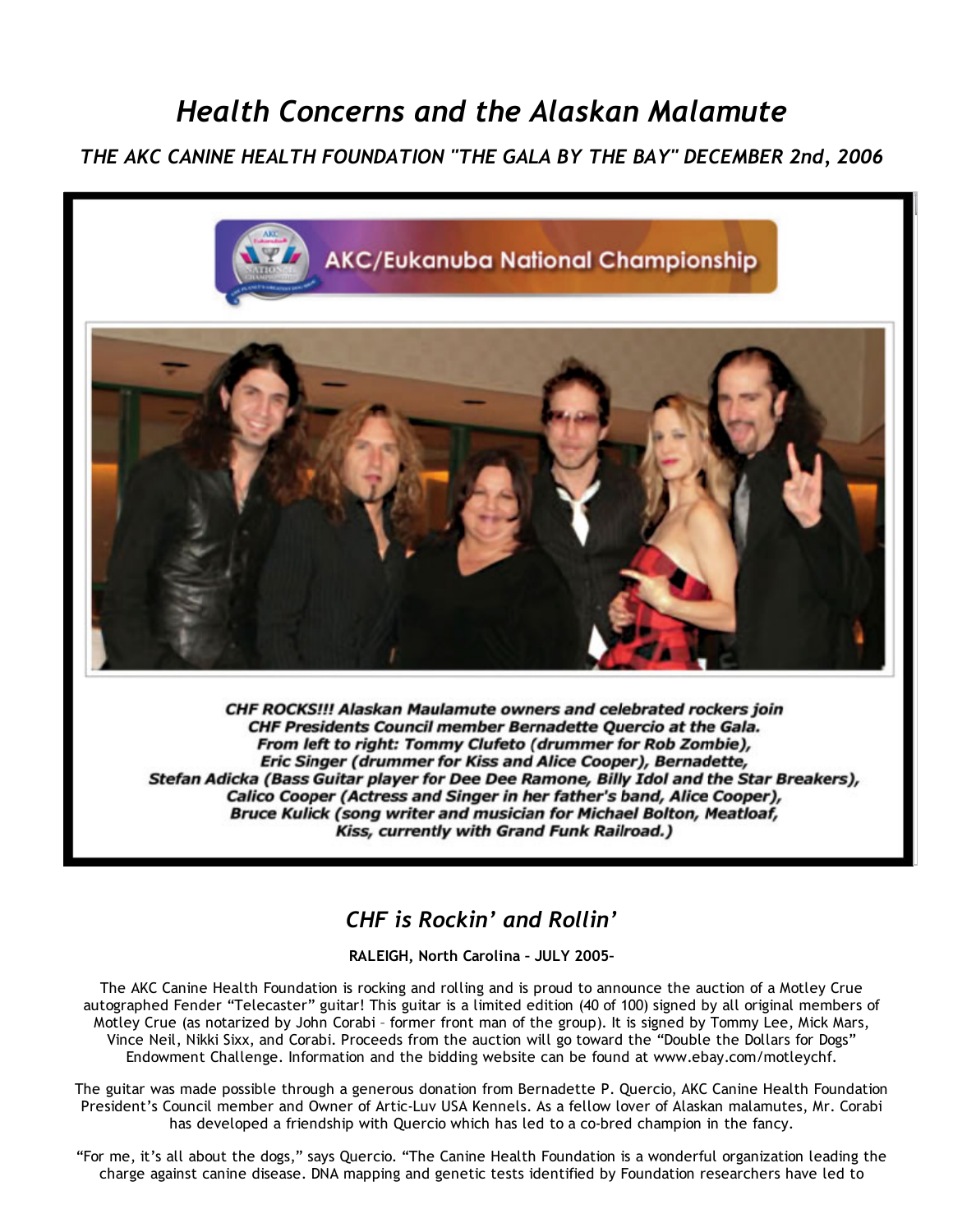# *Health Concerns and the Alaskan Malamute*

### *THE AKC CANINE HEALTH FOUNDATION "THE GALA BY THE BAY" DECEMBER 2nd, 2006*

AKC/Eukanuba National Championship

***CHF ROCKS!!! Alaskan Maulamute owners and celebrated rockers join CHF Presidents Council member Bernadette Quercio at the Gala. From left to right: Tommy Clufeto (drummer for Rob Zombie), Eric Singer (drummer for Kiss and Alice Cooper), Bernadette, Stefan Adicka (Bass Guitar player for Dee Dee Ramone, Billy Idol and the Star Breakers), Calico Cooper (Actress and Singer in her father's band, Alice Cooper), Bruce Kulick (song writer and musician for Michael Bolton, Meatloaf, Kiss, currently with Grand Funk Railroad.)***

## *CHF is Rockin' and Rollin'*

**RALEIGH, North Carolina – JULY 2005–**

The AKC Canine Health Foundation is rocking and rolling and is proud to announce the auction of a Motley Crue autographed Fender "Telecaster" guitar! This guitar is a limited edition (40 of 100) signed by all original members of Motley Crue (as notarized by John Corabi – former front man of the group). It is signed by Tommy Lee, Mick Mars, Vince Neil, Nikki Sixx, and Corabi. Proceeds from the auction will go toward the "Double the Dollars for Dogs" Endowment Challenge. Information and the bidding website can be found at www.ebay.com/motleychf.

The guitar was made possible through a generous donation from Bernadette P. Quercio, AKC Canine Health Foundation President's Council member and Owner of Artic-Luv USA Kennels. As a fellow lover of Alaskan malamutes, Mr. Corabi has developed a friendship with Quercio which has led to a co-bred champion in the fancy.

"For me, it's all about the dogs," says Quercio. "The Canine Health Foundation is a wonderful organization leading the charge against canine disease. DNA mapping and genetic tests identified by Foundation researchers have led to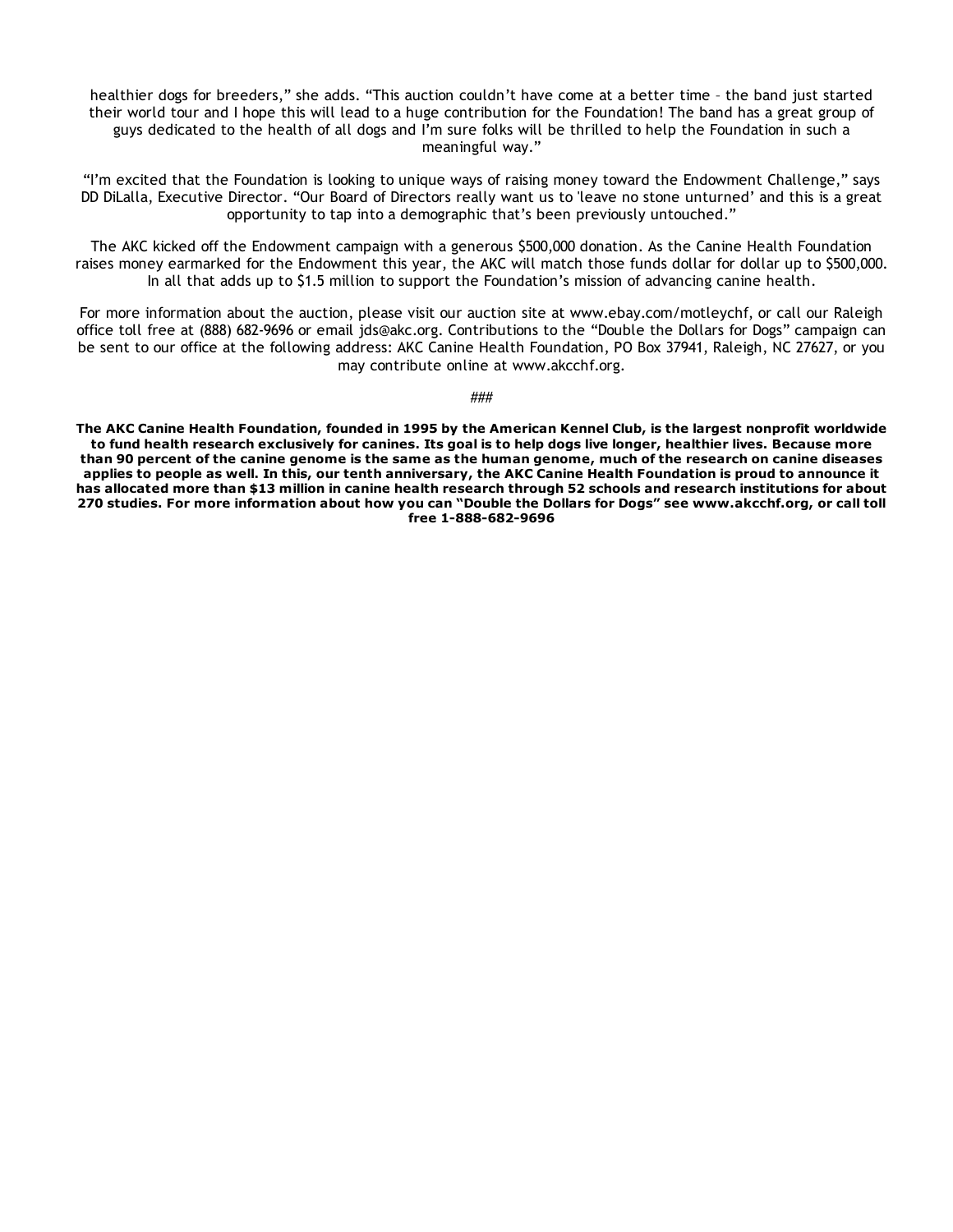healthier dogs for breeders," she adds. "This auction couldn't have come at a better time – the band just started their world tour and I hope this will lead to a huge contribution for the Foundation! The band has a great group of guys dedicated to the health of all dogs and I'm sure folks will be thrilled to help the Foundation in such a meaningful way."

"I'm excited that the Foundation is looking to unique ways of raising money toward the Endowment Challenge," says DD DiLalla, Executive Director. "Our Board of Directors really want us to 'leave no stone unturned' and this is a great opportunity to tap into a demographic that's been previously untouched."

The AKC kicked off the Endowment campaign with a generous $500,000 donation. As the Canine Health Foundation raises money earmarked for the Endowment this year, the AKC will match those funds dollar for dollar up to $500,000. In all that adds up to $1.5 million to support the Foundation's mission of advancing canine health.

For more information about the auction, please visit our auction site at www.ebay.com/motleychf, or call our Raleigh office toll free at (888) 682-9696 or email jds@akc.org. Contributions to the "Double the Dollars for Dogs" campaign can be sent to our office at the following address: AKC Canine Health Foundation, PO Box 37941, Raleigh, NC 27627, or you may contribute online at www.akcchf.org.

###

**The AKC Canine Health Foundation, founded in 1995 by the American Kennel Club, is the largest nonprofit worldwide to fund health research exclusively for canines. Its goal is to help dogs live longer, healthier lives. Because more than 90 percent of the canine genome is the same as the human genome, much of the research on canine diseases applies to people as well. In this, our tenth anniversary, the AKC Canine Health Foundation is proud to announce it has allocated more than $13 million in canine health research through 52 schools and research institutions for about 270 studies. For more information about how you can "Double the Dollars for Dogs" see www.akcchf.org, or call toll free 1-888-682-9696**